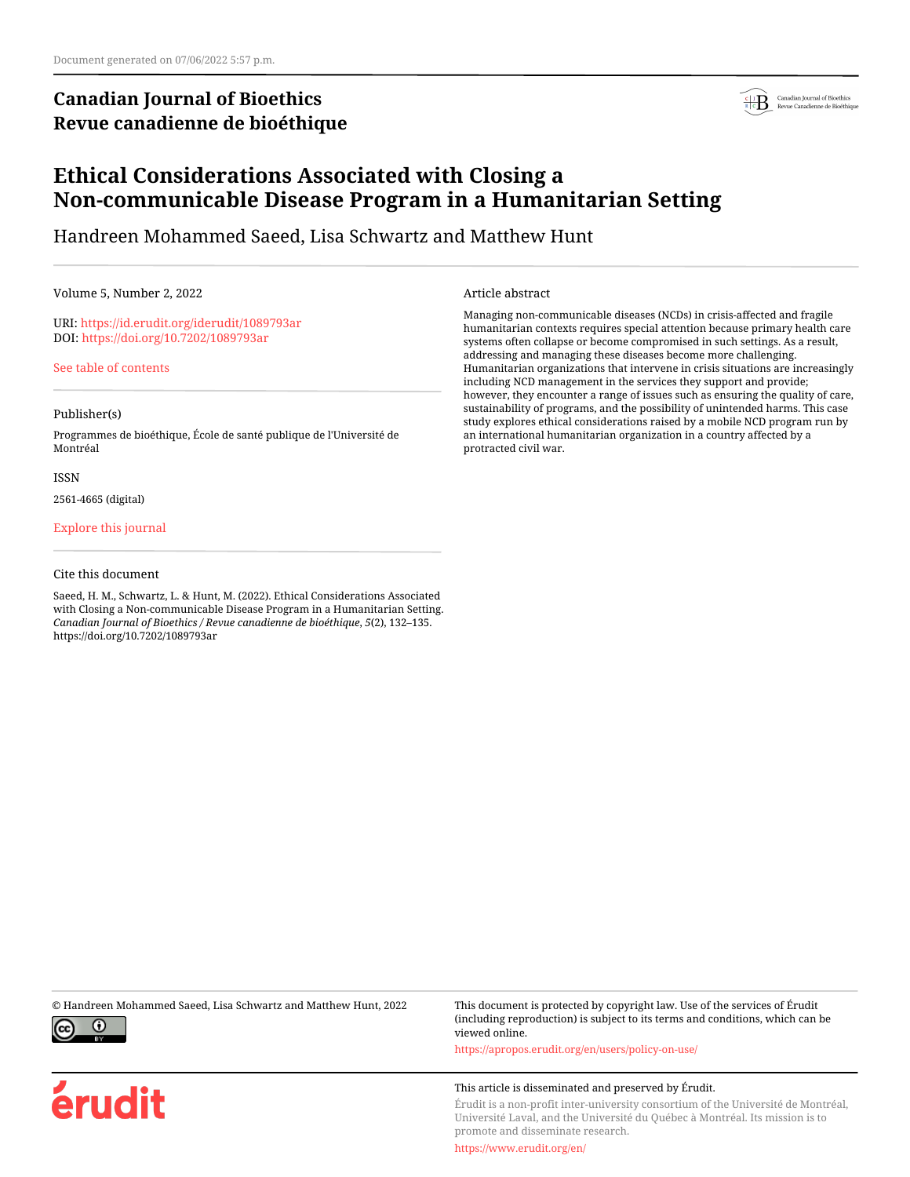Document generated on 07/06/2022 5:57 p.m.

**Canadian Journal of Bioethics**
**Revue canadienne de bioéthique**

# Ethical Considerations Associated with Closing a Non-communicable Disease Program in a Humanitarian Setting

Handreen Mohammed Saeed, Lisa Schwartz and Matthew Hunt

Volume 5, Number 2, 2022

URI: https://id.erudit.org/iderudit/1089793ar
DOI: https://doi.org/10.7202/1089793ar

See table of contents

Publisher(s)

Programmes de bioéthique, École de santé publique de l'Université de Montréal

ISSN

2561-4665 (digital)

Explore this journal

Cite this document

Saeed, H. M., Schwartz, L. & Hunt, M. (2022). Ethical Considerations Associated with Closing a Non-communicable Disease Program in a Humanitarian Setting. *Canadian Journal of Bioethics / Revue canadienne de bioéthique*, *5*(2), 132–135. https://doi.org/10.7202/1089793ar

Article abstract

Managing non-communicable diseases (NCDs) in crisis-affected and fragile humanitarian contexts requires special attention because primary health care systems often collapse or become compromised in such settings. As a result, addressing and managing these diseases become more challenging. Humanitarian organizations that intervene in crisis situations are increasingly including NCD management in the services they support and provide; however, they encounter a range of issues such as ensuring the quality of care, sustainability of programs, and the possibility of unintended harms. This case study explores ethical considerations raised by a mobile NCD program run by an international humanitarian organization in a country affected by a protracted civil war.

© Handreen Mohammed Saeed, Lisa Schwartz and Matthew Hunt, 2022

This document is protected by copyright law. Use of the services of Érudit (including reproduction) is subject to its terms and conditions, which can be viewed online.

https://apropos.erudit.org/en/users/policy-on-use/

This article is disseminated and preserved by Érudit.

Érudit is a non-profit inter-university consortium of the Université de Montréal, Université Laval, and the Université du Québec à Montréal. Its mission is to promote and disseminate research.

https://www.erudit.org/en/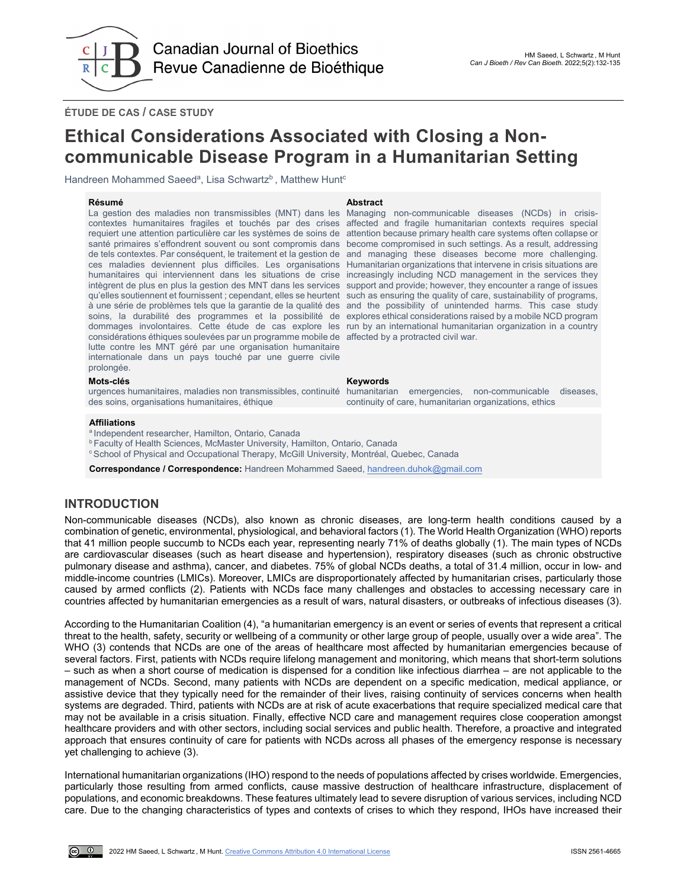## ÉTUDE DE CAS / CASE STUDY

# Ethical Considerations Associated with Closing a Non-communicable Disease Program in a Humanitarian Setting

Handreen Mohammed Saeed[a], Lisa Schwartz[b], Matthew Hunt[c]

**Résumé**

La gestion des maladies non transmissibles (MNT) dans les contextes humanitaires fragiles et touchés par des crises requiert une attention particulière car les systèmes de soins de santé primaires s'effondrent souvent ou sont compromis dans de tels contextes. Par conséquent, le traitement et la gestion de ces maladies deviennent plus difficiles. Les organisations humanitaires qui interviennent dans les situations de crise intègrent de plus en plus la gestion des MNT dans les services qu'elles soutiennent et fournissent ; cependant, elles se heurtent à une série de problèmes tels que la garantie de la qualité des soins, la durabilité des programmes et la possibilité de dommages involontaires. Cette étude de cas explore les considérations éthiques soulevées par un programme mobile de lutte contre les MNT géré par une organisation humanitaire internationale dans un pays touché par une guerre civile prolongée.

**Mots-clés**

urgences humanitaires, maladies non transmissibles, continuité des soins, organisations humanitaires, éthique

**Abstract**

Managing non-communicable diseases (NCDs) in crisis-affected and fragile humanitarian contexts requires special attention because primary health care systems often collapse or become compromised in such settings. As a result, addressing and managing these diseases become more challenging. Humanitarian organizations that intervene in crisis situations are increasingly including NCD management in the services they support and provide; however, they encounter a range of issues such as ensuring the quality of care, sustainability of programs, and the possibility of unintended harms. This case study explores ethical considerations raised by a mobile NCD program run by an international humanitarian organization in a country affected by a protracted civil war.

**Keywords**

humanitarian emergencies, non-communicable diseases, continuity of care, humanitarian organizations, ethics

**Affiliations**

[a] Independent researcher, Hamilton, Ontario, Canada
[b] Faculty of Health Sciences, McMaster University, Hamilton, Ontario, Canada
[c] School of Physical and Occupational Therapy, McGill University, Montréal, Quebec, Canada

**Correspondance / Correspondence:** Handreen Mohammed Saeed, handreen.duhok@gmail.com

## INTRODUCTION

Non-communicable diseases (NCDs), also known as chronic diseases, are long-term health conditions caused by a combination of genetic, environmental, physiological, and behavioral factors (1). The World Health Organization (WHO) reports that 41 million people succumb to NCDs each year, representing nearly 71% of deaths globally (1). The main types of NCDs are cardiovascular diseases (such as heart disease and hypertension), respiratory diseases (such as chronic obstructive pulmonary disease and asthma), cancer, and diabetes. 75% of global NCDs deaths, a total of 31.4 million, occur in low- and middle-income countries (LMICs). Moreover, LMICs are disproportionately affected by humanitarian crises, particularly those caused by armed conflicts (2). Patients with NCDs face many challenges and obstacles to accessing necessary care in countries affected by humanitarian emergencies as a result of wars, natural disasters, or outbreaks of infectious diseases (3).

According to the Humanitarian Coalition (4), "a humanitarian emergency is an event or series of events that represent a critical threat to the health, safety, security or wellbeing of a community or other large group of people, usually over a wide area". The WHO (3) contends that NCDs are one of the areas of healthcare most affected by humanitarian emergencies because of several factors. First, patients with NCDs require lifelong management and monitoring, which means that short-term solutions – such as when a short course of medication is dispensed for a condition like infectious diarrhea – are not applicable to the management of NCDs. Second, many patients with NCDs are dependent on a specific medication, medical appliance, or assistive device that they typically need for the remainder of their lives, raising continuity of services concerns when health systems are degraded. Third, patients with NCDs are at risk of acute exacerbations that require specialized medical care that may not be available in a crisis situation. Finally, effective NCD care and management requires close cooperation amongst healthcare providers and with other sectors, including social services and public health. Therefore, a proactive and integrated approach that ensures continuity of care for patients with NCDs across all phases of the emergency response is necessary yet challenging to achieve (3).

International humanitarian organizations (IHO) respond to the needs of populations affected by crises worldwide. Emergencies, particularly those resulting from armed conflicts, cause massive destruction of healthcare infrastructure, displacement of populations, and economic breakdowns. These features ultimately lead to severe disruption of various services, including NCD care. Due to the changing characteristics of types and contexts of crises to which they respond, IHOs have increased their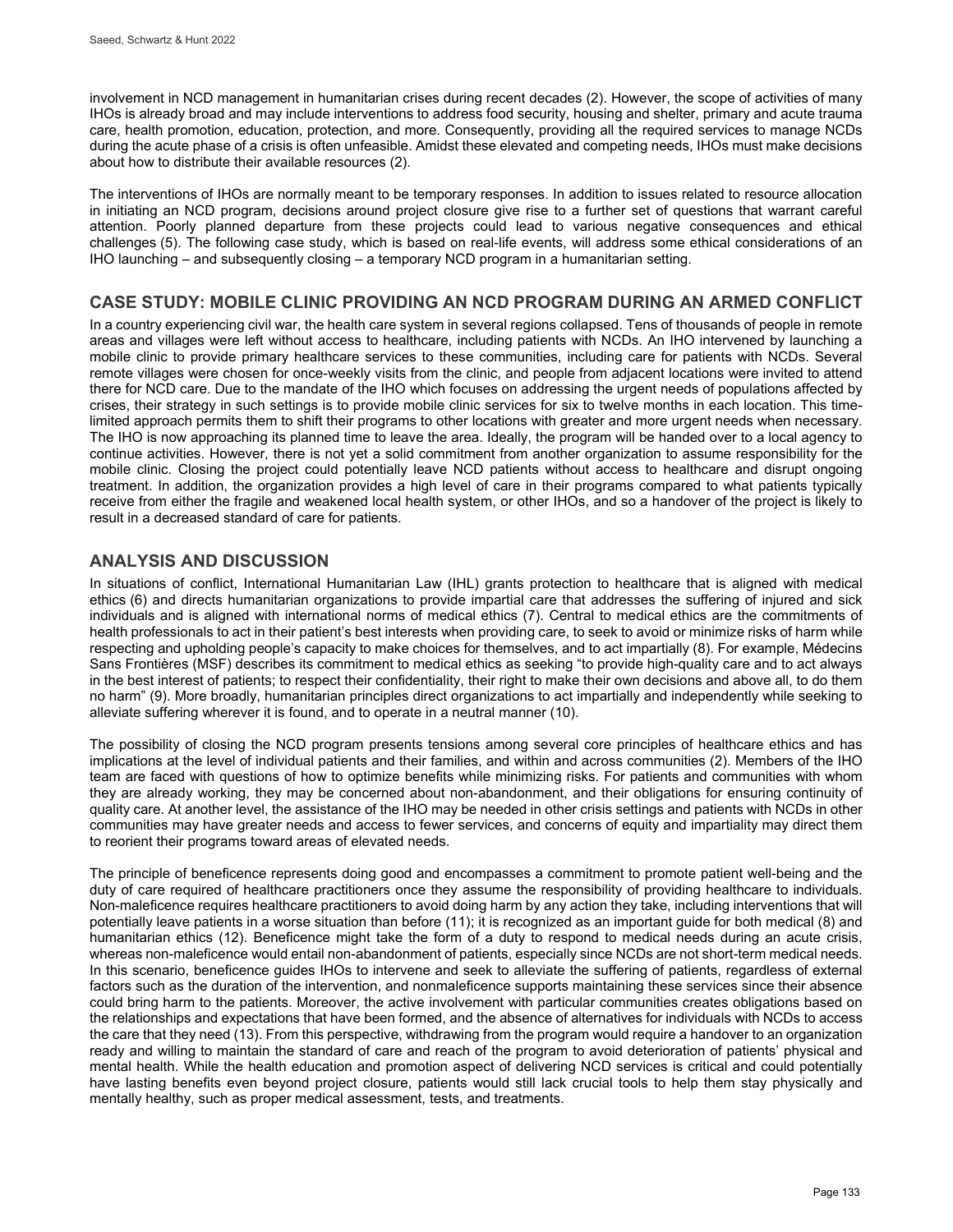involvement in NCD management in humanitarian crises during recent decades (2). However, the scope of activities of many IHOs is already broad and may include interventions to address food security, housing and shelter, primary and acute trauma care, health promotion, education, protection, and more. Consequently, providing all the required services to manage NCDs during the acute phase of a crisis is often unfeasible. Amidst these elevated and competing needs, IHOs must make decisions about how to distribute their available resources (2).

The interventions of IHOs are normally meant to be temporary responses. In addition to issues related to resource allocation in initiating an NCD program, decisions around project closure give rise to a further set of questions that warrant careful attention. Poorly planned departure from these projects could lead to various negative consequences and ethical challenges (5). The following case study, which is based on real-life events, will address some ethical considerations of an IHO launching – and subsequently closing – a temporary NCD program in a humanitarian setting.

## CASE STUDY: MOBILE CLINIC PROVIDING AN NCD PROGRAM DURING AN ARMED CONFLICT

In a country experiencing civil war, the health care system in several regions collapsed. Tens of thousands of people in remote areas and villages were left without access to healthcare, including patients with NCDs. An IHO intervened by launching a mobile clinic to provide primary healthcare services to these communities, including care for patients with NCDs. Several remote villages were chosen for once-weekly visits from the clinic, and people from adjacent locations were invited to attend there for NCD care. Due to the mandate of the IHO which focuses on addressing the urgent needs of populations affected by crises, their strategy in such settings is to provide mobile clinic services for six to twelve months in each location. This time-limited approach permits them to shift their programs to other locations with greater and more urgent needs when necessary. The IHO is now approaching its planned time to leave the area. Ideally, the program will be handed over to a local agency to continue activities. However, there is not yet a solid commitment from another organization to assume responsibility for the mobile clinic. Closing the project could potentially leave NCD patients without access to healthcare and disrupt ongoing treatment. In addition, the organization provides a high level of care in their programs compared to what patients typically receive from either the fragile and weakened local health system, or other IHOs, and so a handover of the project is likely to result in a decreased standard of care for patients.

## ANALYSIS AND DISCUSSION

In situations of conflict, International Humanitarian Law (IHL) grants protection to healthcare that is aligned with medical ethics (6) and directs humanitarian organizations to provide impartial care that addresses the suffering of injured and sick individuals and is aligned with international norms of medical ethics (7). Central to medical ethics are the commitments of health professionals to act in their patient's best interests when providing care, to seek to avoid or minimize risks of harm while respecting and upholding people's capacity to make choices for themselves, and to act impartially (8). For example, Médecins Sans Frontières (MSF) describes its commitment to medical ethics as seeking "to provide high-quality care and to act always in the best interest of patients; to respect their confidentiality, their right to make their own decisions and above all, to do them no harm" (9). More broadly, humanitarian principles direct organizations to act impartially and independently while seeking to alleviate suffering wherever it is found, and to operate in a neutral manner (10).

The possibility of closing the NCD program presents tensions among several core principles of healthcare ethics and has implications at the level of individual patients and their families, and within and across communities (2). Members of the IHO team are faced with questions of how to optimize benefits while minimizing risks. For patients and communities with whom they are already working, they may be concerned about non-abandonment, and their obligations for ensuring continuity of quality care. At another level, the assistance of the IHO may be needed in other crisis settings and patients with NCDs in other communities may have greater needs and access to fewer services, and concerns of equity and impartiality may direct them to reorient their programs toward areas of elevated needs.

The principle of beneficence represents doing good and encompasses a commitment to promote patient well-being and the duty of care required of healthcare practitioners once they assume the responsibility of providing healthcare to individuals. Non-maleficence requires healthcare practitioners to avoid doing harm by any action they take, including interventions that will potentially leave patients in a worse situation than before (11); it is recognized as an important guide for both medical (8) and humanitarian ethics (12). Beneficence might take the form of a duty to respond to medical needs during an acute crisis, whereas non-maleficence would entail non-abandonment of patients, especially since NCDs are not short-term medical needs. In this scenario, beneficence guides IHOs to intervene and seek to alleviate the suffering of patients, regardless of external factors such as the duration of the intervention, and nonmaleficence supports maintaining these services since their absence could bring harm to the patients. Moreover, the active involvement with particular communities creates obligations based on the relationships and expectations that have been formed, and the absence of alternatives for individuals with NCDs to access the care that they need (13). From this perspective, withdrawing from the program would require a handover to an organization ready and willing to maintain the standard of care and reach of the program to avoid deterioration of patients' physical and mental health. While the health education and promotion aspect of delivering NCD services is critical and could potentially have lasting benefits even beyond project closure, patients would still lack crucial tools to help them stay physically and mentally healthy, such as proper medical assessment, tests, and treatments.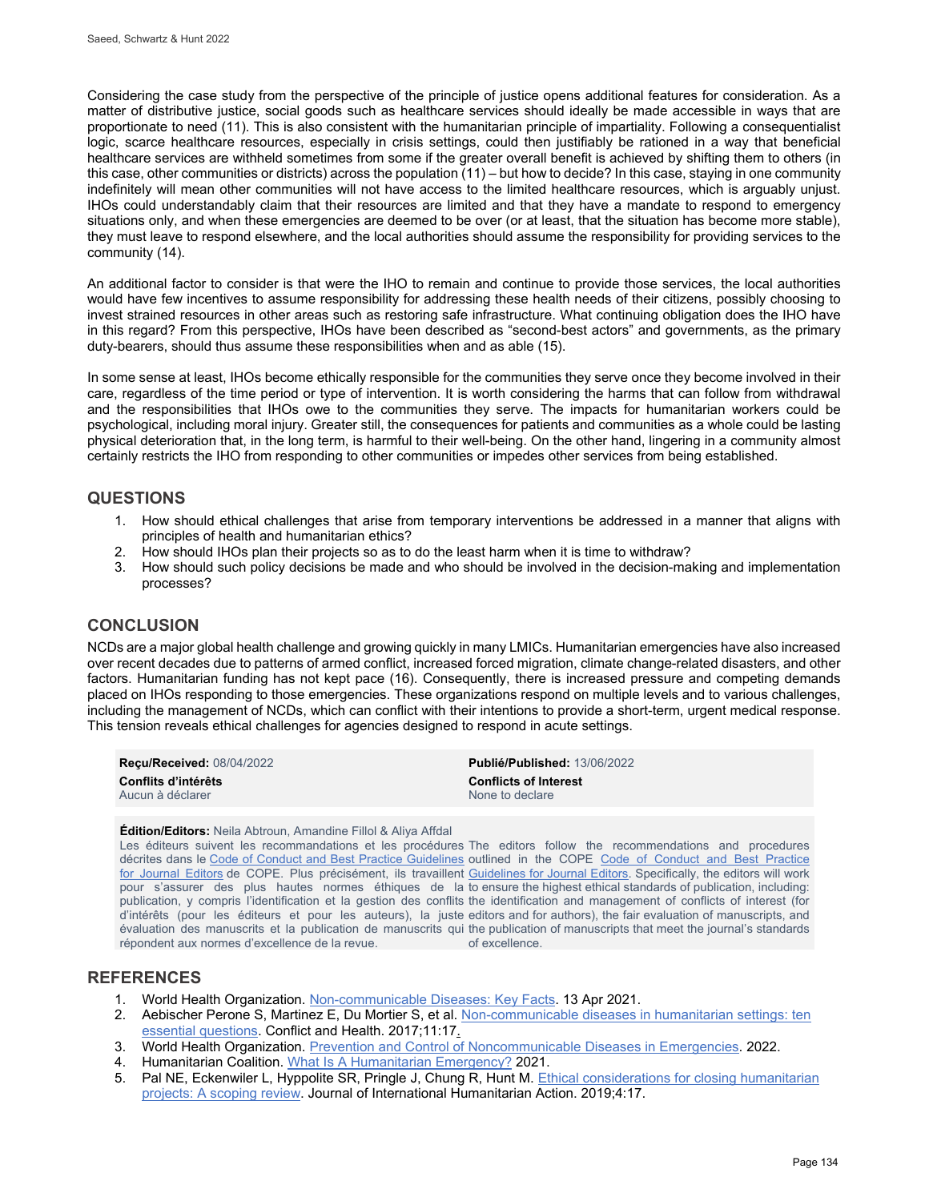Considering the case study from the perspective of the principle of justice opens additional features for consideration. As a matter of distributive justice, social goods such as healthcare services should ideally be made accessible in ways that are proportionate to need (11). This is also consistent with the humanitarian principle of impartiality. Following a consequentialist logic, scarce healthcare resources, especially in crisis settings, could then justifiably be rationed in a way that beneficial healthcare services are withheld sometimes from some if the greater overall benefit is achieved by shifting them to others (in this case, other communities or districts) across the population (11) – but how to decide? In this case, staying in one community indefinitely will mean other communities will not have access to the limited healthcare resources, which is arguably unjust. IHOs could understandably claim that their resources are limited and that they have a mandate to respond to emergency situations only, and when these emergencies are deemed to be over (or at least, that the situation has become more stable), they must leave to respond elsewhere, and the local authorities should assume the responsibility for providing services to the community (14).

An additional factor to consider is that were the IHO to remain and continue to provide those services, the local authorities would have few incentives to assume responsibility for addressing these health needs of their citizens, possibly choosing to invest strained resources in other areas such as restoring safe infrastructure. What continuing obligation does the IHO have in this regard? From this perspective, IHOs have been described as "second-best actors" and governments, as the primary duty-bearers, should thus assume these responsibilities when and as able (15).

In some sense at least, IHOs become ethically responsible for the communities they serve once they become involved in their care, regardless of the time period or type of intervention. It is worth considering the harms that can follow from withdrawal and the responsibilities that IHOs owe to the communities they serve. The impacts for humanitarian workers could be psychological, including moral injury. Greater still, the consequences for patients and communities as a whole could be lasting physical deterioration that, in the long term, is harmful to their well-being. On the other hand, lingering in a community almost certainly restricts the IHO from responding to other communities or impedes other services from being established.

## QUESTIONS

1. How should ethical challenges that arise from temporary interventions be addressed in a manner that aligns with principles of health and humanitarian ethics?
2. How should IHOs plan their projects so as to do the least harm when it is time to withdraw?
3. How should such policy decisions be made and who should be involved in the decision-making and implementation processes?

## CONCLUSION

NCDs are a major global health challenge and growing quickly in many LMICs. Humanitarian emergencies have also increased over recent decades due to patterns of armed conflict, increased forced migration, climate change-related disasters, and other factors. Humanitarian funding has not kept pace (16). Consequently, there is increased pressure and competing demands placed on IHOs responding to those emergencies. These organizations respond on multiple levels and to various challenges, including the management of NCDs, which can conflict with their intentions to provide a short-term, urgent medical response. This tension reveals ethical challenges for agencies designed to respond in acute settings.

**Reçu/Received:** 08/04/2022

**Publié/Published:** 13/06/2022

**Conflits d'intérêts**
Aucun à déclarer

**Conflicts of Interest**
None to declare

**Édition/Editors:** Neila Abtroun, Amandine Fillol & Aliya Affdal

Les éditeurs suivent les recommandations et les procédures décrites dans le Code of Conduct and Best Practice Guidelines for Journal Editors de COPE. Plus précisément, ils travaillent pour s'assurer des plus hautes normes éthiques de la publication, y compris l'identification et la gestion des conflits d'intérêts (pour les éditeurs et pour les auteurs), la juste évaluation des manuscrits et la publication de manuscrits qui répondent aux normes d'excellence de la revue.

The editors follow the recommendations and procedures outlined in the COPE Code of Conduct and Best Practice Guidelines for Journal Editors. Specifically, the editors will work to ensure the highest ethical standards of publication, including: the identification and management of conflicts of interest (for editors and for authors), the fair evaluation of manuscripts, and the publication of manuscripts that meet the journal's standards of excellence.

## REFERENCES

1. World Health Organization. Non-communicable Diseases: Key Facts. 13 Apr 2021.
2. Aebischer Perone S, Martinez E, Du Mortier S, et al. Non-communicable diseases in humanitarian settings: ten essential questions. Conflict and Health. 2017;11:17.
3. World Health Organization. Prevention and Control of Noncommunicable Diseases in Emergencies. 2022.
4. Humanitarian Coalition. What Is A Humanitarian Emergency? 2021.
5. Pal NE, Eckenwiler L, Hyppolite SR, Pringle J, Chung R, Hunt M. Ethical considerations for closing humanitarian projects: A scoping review. Journal of International Humanitarian Action. 2019;4:17.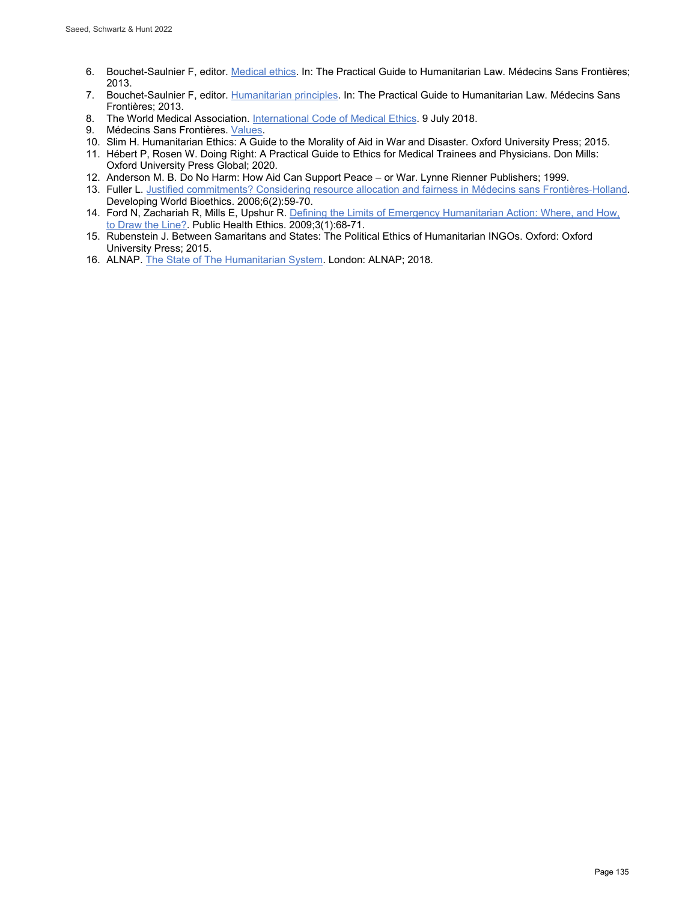6. Bouchet-Saulnier F, editor. Medical ethics. In: The Practical Guide to Humanitarian Law. Médecins Sans Frontières; 2013.
7. Bouchet-Saulnier F, editor. Humanitarian principles. In: The Practical Guide to Humanitarian Law. Médecins Sans Frontières; 2013.
8. The World Medical Association. International Code of Medical Ethics. 9 July 2018.
9. Médecins Sans Frontières. Values.
10. Slim H. Humanitarian Ethics: A Guide to the Morality of Aid in War and Disaster. Oxford University Press; 2015.
11. Hébert P, Rosen W. Doing Right: A Practical Guide to Ethics for Medical Trainees and Physicians. Don Mills: Oxford University Press Global; 2020.
12. Anderson M. B. Do No Harm: How Aid Can Support Peace – or War. Lynne Rienner Publishers; 1999.
13. Fuller L. Justified commitments? Considering resource allocation and fairness in Médecins sans Frontières-Holland. Developing World Bioethics. 2006;6(2):59-70.
14. Ford N, Zachariah R, Mills E, Upshur R. Defining the Limits of Emergency Humanitarian Action: Where, and How, to Draw the Line?. Public Health Ethics. 2009;3(1):68-71.
15. Rubenstein J. Between Samaritans and States: The Political Ethics of Humanitarian INGOs. Oxford: Oxford University Press; 2015.
16. ALNAP. The State of The Humanitarian System. London: ALNAP; 2018.